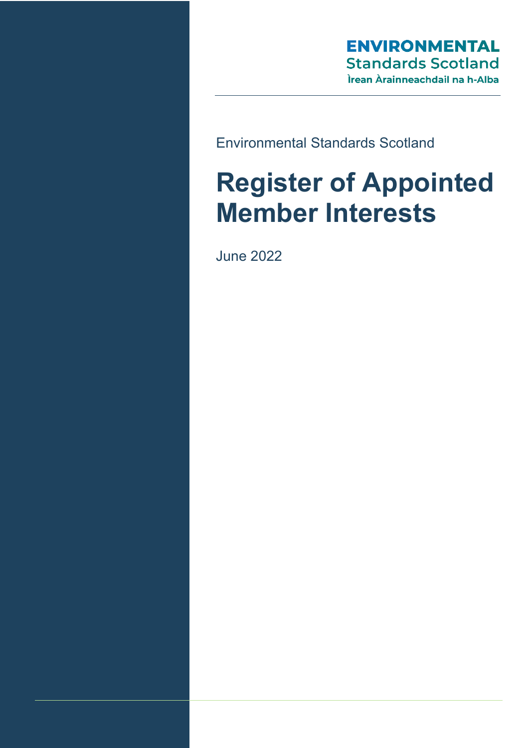ENVIRONMENTAL
Standards Scotland
Ìrean Àrainneachdail na h-Alba

Environmental Standards Scotland

# Register of Appointed Member Interests

June 2022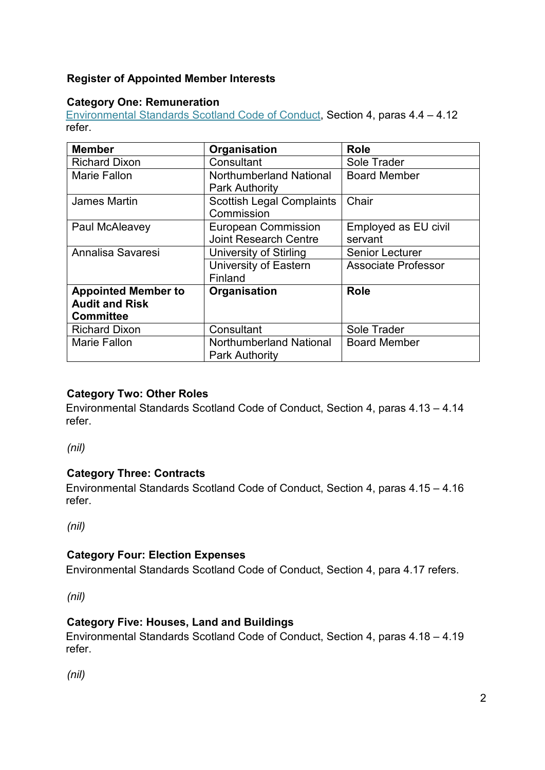**Register of Appointed Member Interests**

**Category One: Remuneration**

Environmental Standards Scotland Code of Conduct, Section 4, paras 4.4 – 4.12 refer.

| Member | Organisation | Role |
|---|---|---|
| Richard Dixon | Consultant | Sole Trader |
| Marie Fallon | Northumberland National Park Authority | Board Member |
| James Martin | Scottish Legal Complaints Commission | Chair |
| Paul McAleavey | European Commission Joint Research Centre | Employed as EU civil servant |
| Annalisa Savaresi | University of Stirling | Senior Lecturer |
| | University of Eastern Finland | Associate Professor |
| **Appointed Member to Audit and Risk Committee** | **Organisation** | **Role** |
| Richard Dixon | Consultant | Sole Trader |
| Marie Fallon | Northumberland National Park Authority | Board Member |

**Category Two: Other Roles**

Environmental Standards Scotland Code of Conduct, Section 4, paras 4.13 – 4.14 refer.

*(nil)*

**Category Three: Contracts**

Environmental Standards Scotland Code of Conduct, Section 4, paras 4.15 – 4.16 refer.

*(nil)*

**Category Four: Election Expenses**

Environmental Standards Scotland Code of Conduct, Section 4, para 4.17 refers.

*(nil)*

**Category Five: Houses, Land and Buildings**

Environmental Standards Scotland Code of Conduct, Section 4, paras 4.18 – 4.19 refer.

*(nil)*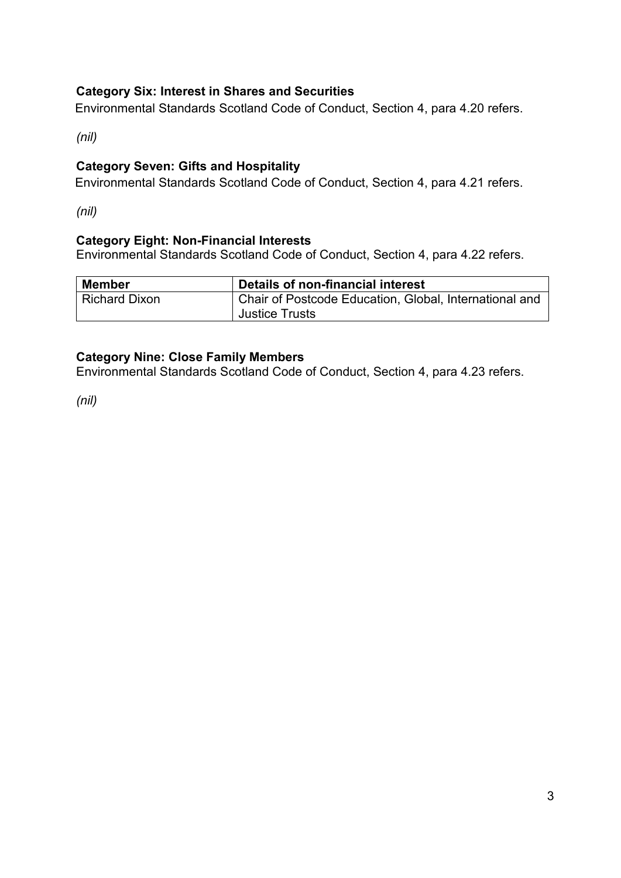**Category Six: Interest in Shares and Securities**

Environmental Standards Scotland Code of Conduct, Section 4, para 4.20 refers.

*(nil)*

**Category Seven: Gifts and Hospitality**

Environmental Standards Scotland Code of Conduct, Section 4, para 4.21 refers.

*(nil)*

**Category Eight: Non-Financial Interests**

Environmental Standards Scotland Code of Conduct, Section 4, para 4.22 refers.

| Member | Details of non-financial interest |
| --- | --- |
| Richard Dixon | Chair of Postcode Education, Global, International and Justice Trusts |

**Category Nine: Close Family Members**

Environmental Standards Scotland Code of Conduct, Section 4, para 4.23 refers.

*(nil)*